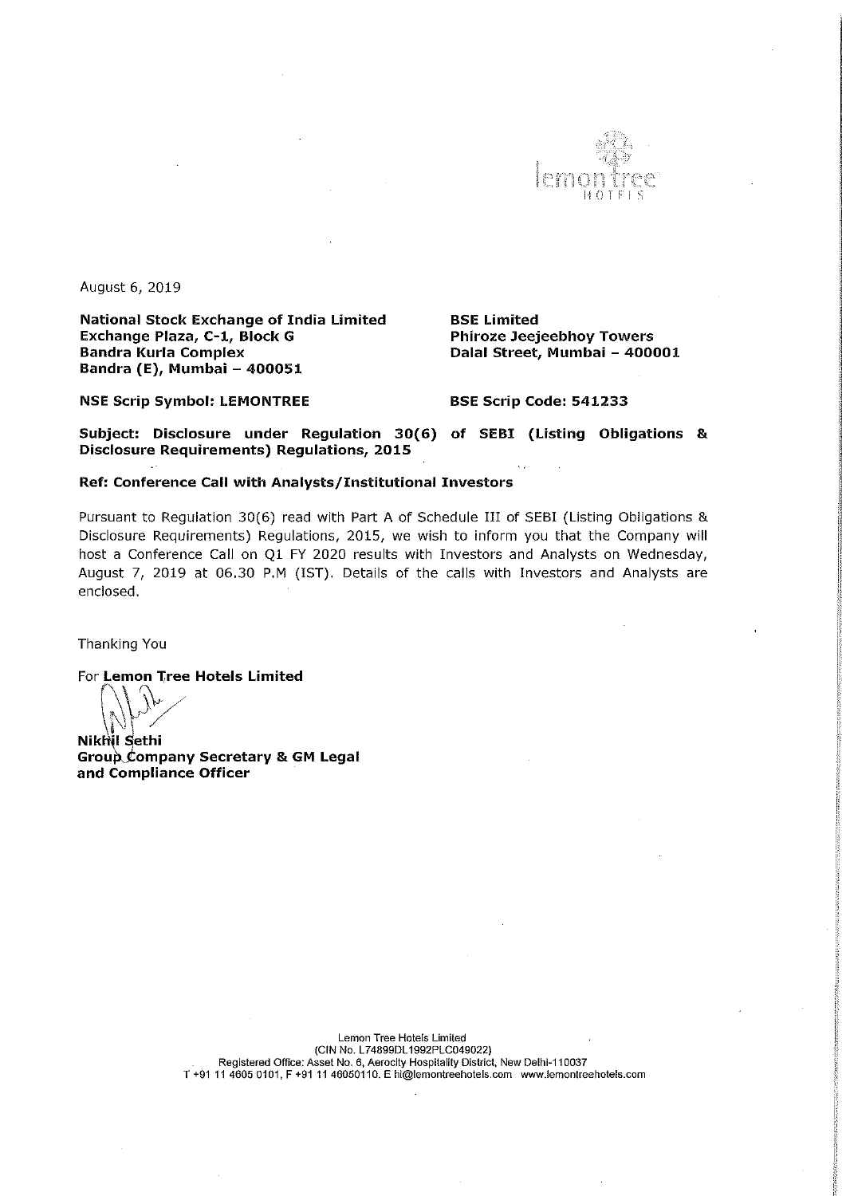August 6, 2019

**National Stock Exchange of India Limited**
**Exchange Plaza, C-1, Block G**
**Bandra Kurla Complex**
**Bandra (E), Mumbai – 400051**

**BSE Limited**
**Phiroze Jeejeebhoy Towers**
**Dalal Street, Mumbai – 400001**

**NSE Scrip Symbol: LEMONTREE**

**BSE Scrip Code: 541233**

**Subject: Disclosure under Regulation 30(6) of SEBI (Listing Obligations & Disclosure Requirements) Regulations, 2015**

**Ref: Conference Call with Analysts/Institutional Investors**

Pursuant to Regulation 30(6) read with Part A of Schedule III of SEBI (Listing Obligations & Disclosure Requirements) Regulations, 2015, we wish to inform you that the Company will host a Conference Call on Q1 FY 2020 results with Investors and Analysts on Wednesday, August 7, 2019 at 06.30 P.M (IST). Details of the calls with Investors and Analysts are enclosed.

Thanking You

For **Lemon Tree Hotels Limited**

**Nikhil Sethi**
**Group Company Secretary & GM Legal and Compliance Officer**

Lemon Tree Hotels Limited
(CIN No. L74899DL1992PLC049022)
Registered Office: Asset No. 6, Aerocity Hospitality District, New Delhi-110037
T +91 11 4605 0101, F +91 11 46050110. E hi@lemontreehotels.com www.lemontreehotels.com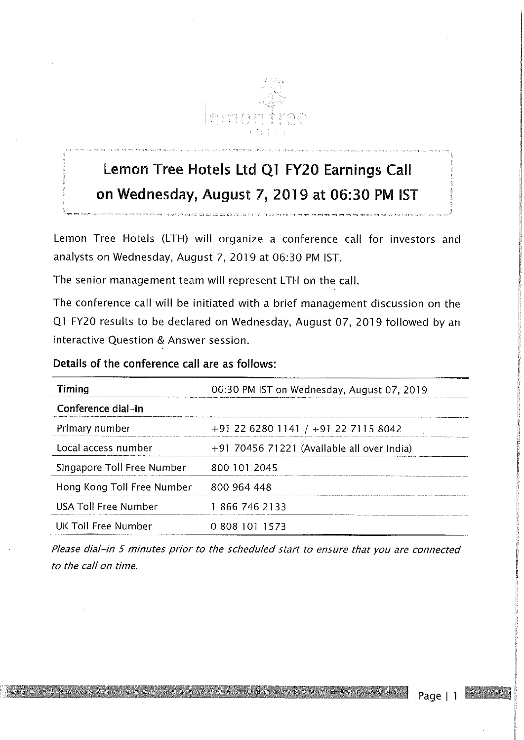# Lemon Tree Hotels Ltd Q1 FY20 Earnings Call on Wednesday, August 7, 2019 at 06:30 PM IST

Lemon Tree Hotels (LTH) will organize a conference call for investors and analysts on Wednesday, August 7, 2019 at 06:30 PM IST.

The senior management team will represent LTH on the call.

The conference call will be initiated with a brief management discussion on the Q1 FY20 results to be declared on Wednesday, August 07, 2019 followed by an interactive Question & Answer session.

**Details of the conference call are as follows:**

| **Timing** | 06:30 PM IST on Wednesday, August 07, 2019 |
|---|---|
| **Conference dial-in** | |
| Primary number | +91 22 6280 1141 / +91 22 7115 8042 |
| Local access number | +91 70456 71221 (Available all over India) |
| Singapore Toll Free Number | 800 101 2045 |
| Hong Kong Toll Free Number | 800 964 448 |
| USA Toll Free Number | 1 866 746 2133 |
| UK Toll Free Number | 0 808 101 1573 |

*Please dial-in 5 minutes prior to the scheduled start to ensure that you are connected to the call on time.*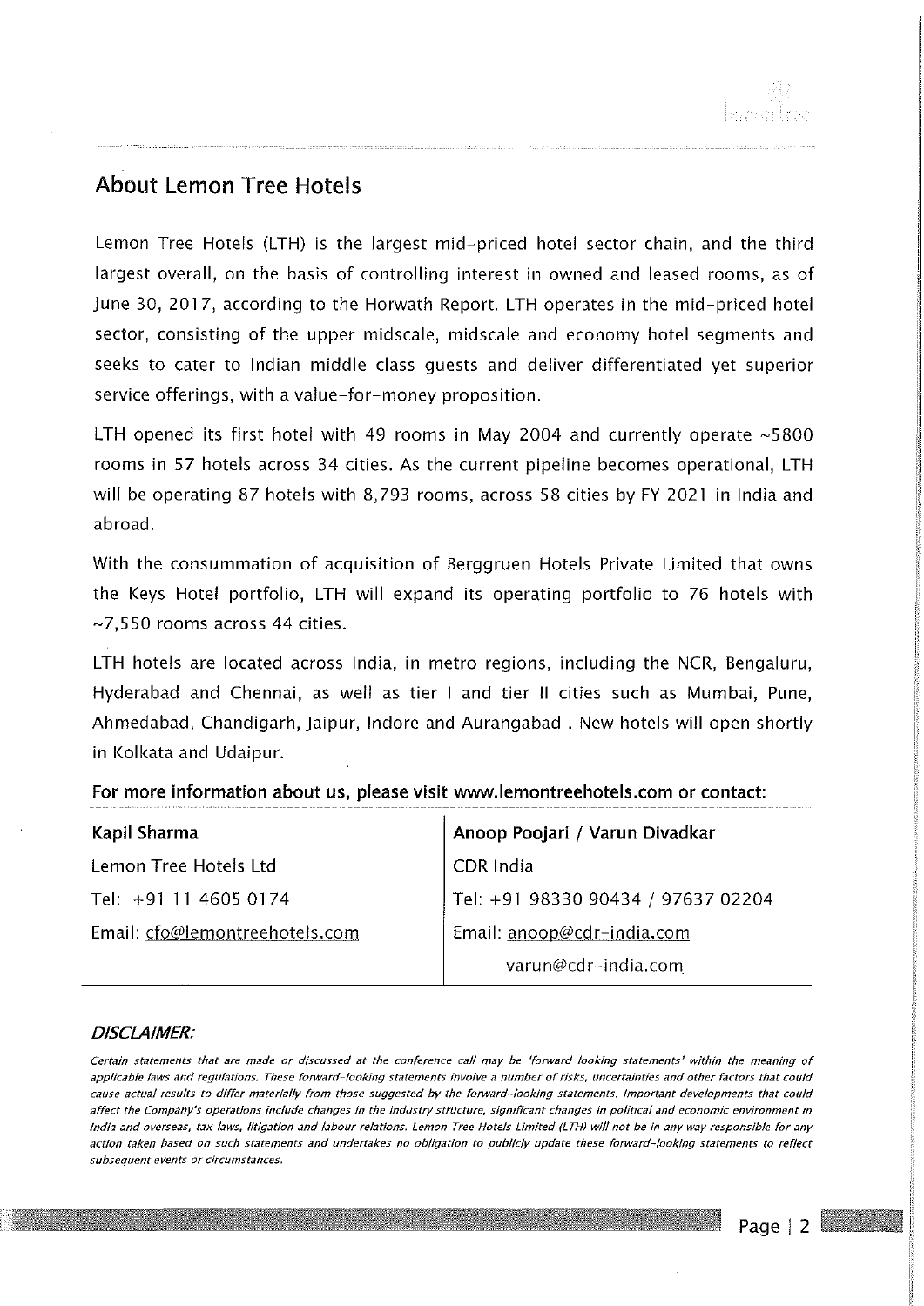## About Lemon Tree Hotels

Lemon Tree Hotels (LTH) is the largest mid-priced hotel sector chain, and the third largest overall, on the basis of controlling interest in owned and leased rooms, as of June 30, 2017, according to the Horwath Report. LTH operates in the mid-priced hotel sector, consisting of the upper midscale, midscale and economy hotel segments and seeks to cater to Indian middle class guests and deliver differentiated yet superior service offerings, with a value-for-money proposition.

LTH opened its first hotel with 49 rooms in May 2004 and currently operate ~5800 rooms in 57 hotels across 34 cities. As the current pipeline becomes operational, LTH will be operating 87 hotels with 8,793 rooms, across 58 cities by FY 2021 in India and abroad.

With the consummation of acquisition of Berggruen Hotels Private Limited that owns the Keys Hotel portfolio, LTH will expand its operating portfolio to 76 hotels with ~7,550 rooms across 44 cities.

LTH hotels are located across India, in metro regions, including the NCR, Bengaluru, Hyderabad and Chennai, as well as tier I and tier II cities such as Mumbai, Pune, Ahmedabad, Chandigarh, Jaipur, Indore and Aurangabad . New hotels will open shortly in Kolkata and Udaipur.

**For more information about us, please visit www.lemontreehotels.com or contact:**

| **Kapil Sharma** | **Anoop Poojari / Varun Divadkar** |
|---|---|
| Lemon Tree Hotels Ltd | CDR India |
| Tel: +91 11 4605 0174 | Tel: +91 98330 90434 / 97637 02204 |
| Email: cfo@lemontreehotels.com | Email: anoop@cdr-india.com |
| | varun@cdr-india.com |

***DISCLAIMER:***

*Certain statements that are made or discussed at the conference call may be 'forward looking statements' within the meaning of applicable laws and regulations. These forward-looking statements involve a number of risks, uncertainties and other factors that could cause actual results to differ materially from those suggested by the forward-looking statements. Important developments that could affect the Company's operations include changes in the industry structure, significant changes in political and economic environment in India and overseas, tax laws, litigation and labour relations. Lemon Tree Hotels Limited (LTH) will not be in any way responsible for any action taken based on such statements and undertakes no obligation to publicly update these forward-looking statements to reflect subsequent events or circumstances.*